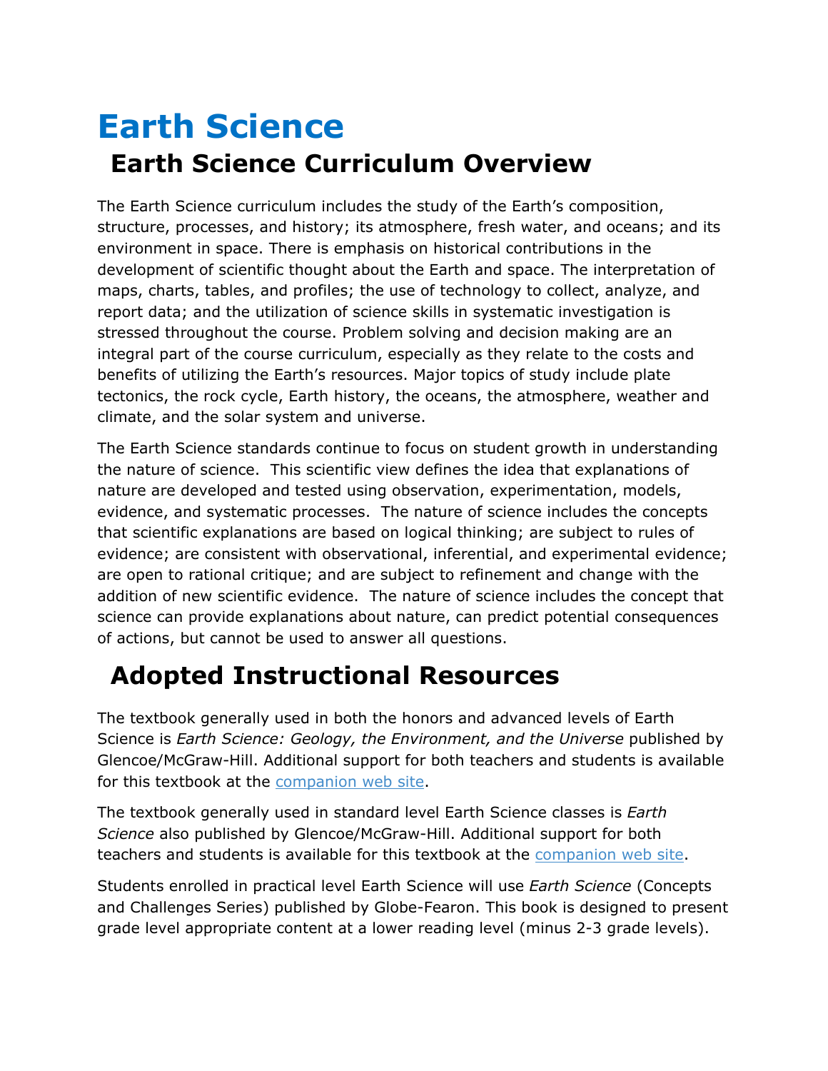# Earth Science

## Earth Science Curriculum Overview

The Earth Science curriculum includes the study of the Earth's composition, structure, processes, and history; its atmosphere, fresh water, and oceans; and its environment in space. There is emphasis on historical contributions in the development of scientific thought about the Earth and space. The interpretation of maps, charts, tables, and profiles; the use of technology to collect, analyze, and report data; and the utilization of science skills in systematic investigation is stressed throughout the course. Problem solving and decision making are an integral part of the course curriculum, especially as they relate to the costs and benefits of utilizing the Earth's resources. Major topics of study include plate tectonics, the rock cycle, Earth history, the oceans, the atmosphere, weather and climate, and the solar system and universe.

The Earth Science standards continue to focus on student growth in understanding the nature of science. This scientific view defines the idea that explanations of nature are developed and tested using observation, experimentation, models, evidence, and systematic processes. The nature of science includes the concepts that scientific explanations are based on logical thinking; are subject to rules of evidence; are consistent with observational, inferential, and experimental evidence; are open to rational critique; and are subject to refinement and change with the addition of new scientific evidence. The nature of science includes the concept that science can provide explanations about nature, can predict potential consequences of actions, but cannot be used to answer all questions.

## Adopted Instructional Resources

The textbook generally used in both the honors and advanced levels of Earth Science is *Earth Science: Geology, the Environment, and the Universe* published by Glencoe/McGraw-Hill. Additional support for both teachers and students is available for this textbook at the companion web site.

The textbook generally used in standard level Earth Science classes is *Earth Science* also published by Glencoe/McGraw-Hill. Additional support for both teachers and students is available for this textbook at the companion web site.

Students enrolled in practical level Earth Science will use *Earth Science* (Concepts and Challenges Series) published by Globe-Fearon. This book is designed to present grade level appropriate content at a lower reading level (minus 2-3 grade levels).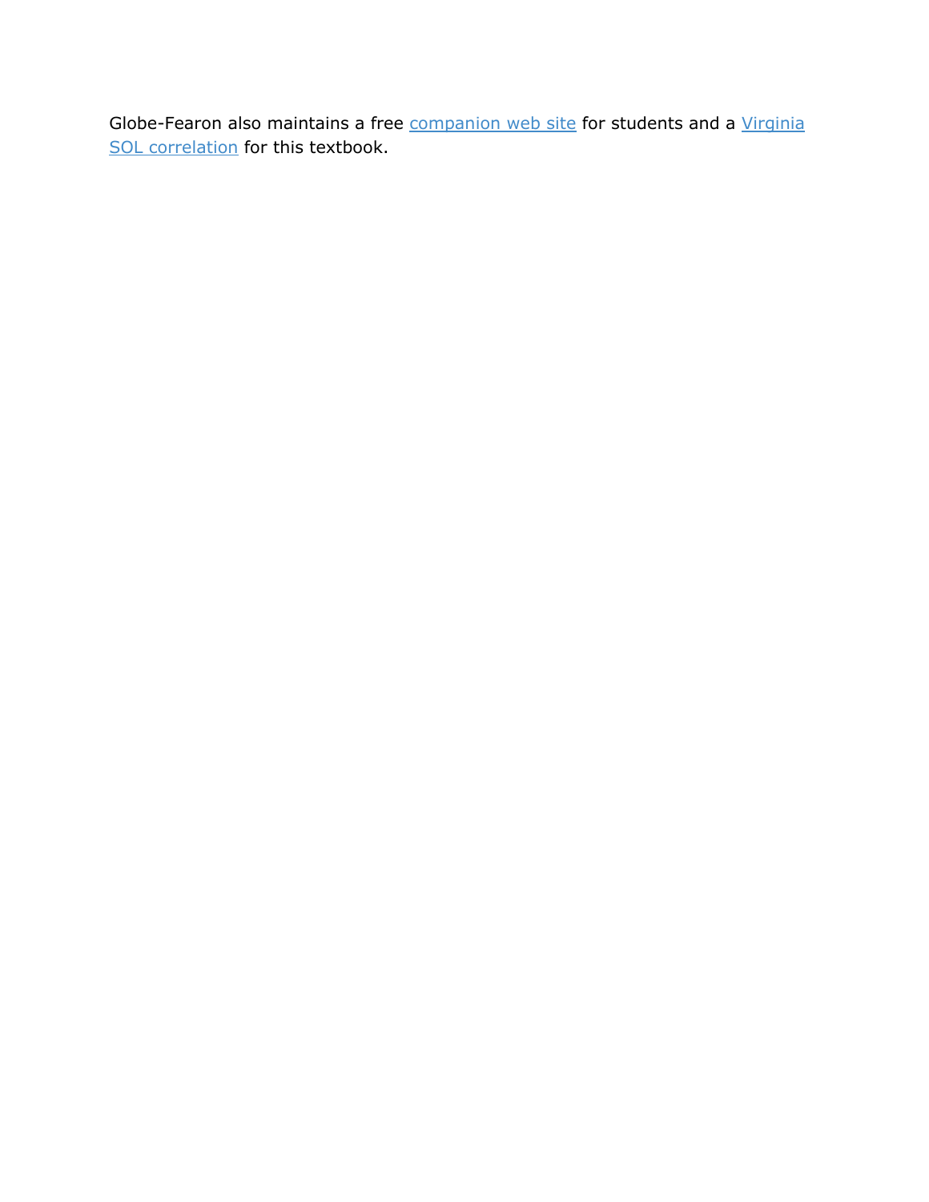Globe-Fearon also maintains a free companion web site for students and a Virginia SOL correlation for this textbook.